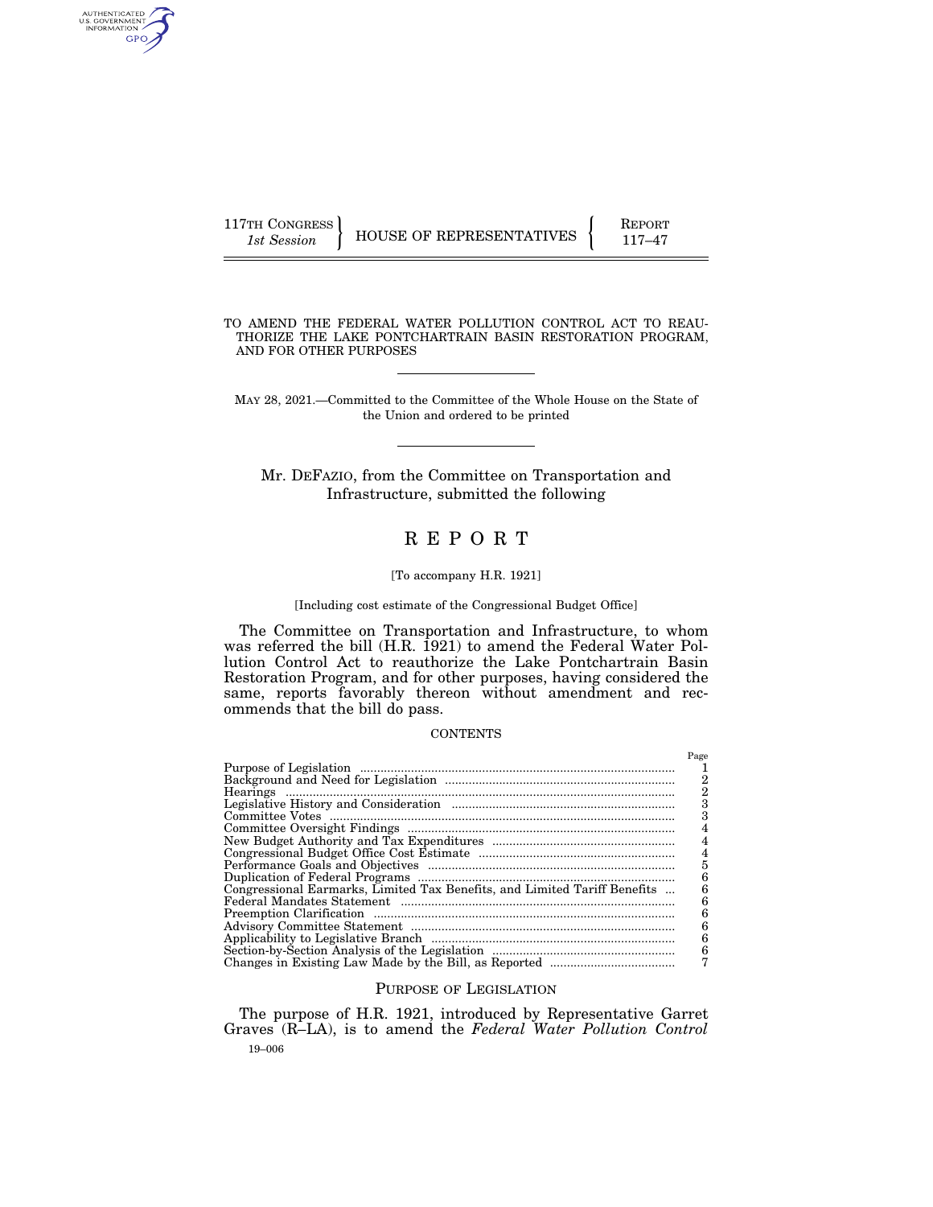117TH CONGRESS
1st Session

HOUSE OF REPRESENTATIVES

REPORT
117–47

TO AMEND THE FEDERAL WATER POLLUTION CONTROL ACT TO REAUTHORIZE THE LAKE PONTCHARTRAIN BASIN RESTORATION PROGRAM, AND FOR OTHER PURPOSES

MAY 28, 2021.—Committed to the Committee of the Whole House on the State of the Union and ordered to be printed

Mr. DEFAZIO, from the Committee on Transportation and Infrastructure, submitted the following

# REPORT

[To accompany H.R. 1921]

[Including cost estimate of the Congressional Budget Office]

The Committee on Transportation and Infrastructure, to whom was referred the bill (H.R. 1921) to amend the Federal Water Pollution Control Act to reauthorize the Lake Pontchartrain Basin Restoration Program, and for other purposes, having considered the same, reports favorably thereon without amendment and recommends that the bill do pass.

CONTENTS

| | Page |
|---|---|
| Purpose of Legislation | 1 |
| Background and Need for Legislation | 2 |
| Hearings | 2 |
| Legislative History and Consideration | 3 |
| Committee Votes | 3 |
| Committee Oversight Findings | 4 |
| New Budget Authority and Tax Expenditures | 4 |
| Congressional Budget Office Cost Estimate | 4 |
| Performance Goals and Objectives | 5 |
| Duplication of Federal Programs | 6 |
| Congressional Earmarks, Limited Tax Benefits, and Limited Tariff Benefits | 6 |
| Federal Mandates Statement | 6 |
| Preemption Clarification | 6 |
| Advisory Committee Statement | 6 |
| Applicability to Legislative Branch | 6 |
| Section-by-Section Analysis of the Legislation | 6 |
| Changes in Existing Law Made by the Bill, as Reported | 7 |

## PURPOSE OF LEGISLATION

The purpose of H.R. 1921, introduced by Representative Garret Graves (R–LA), is to amend the *Federal Water Pollution Control*

19–006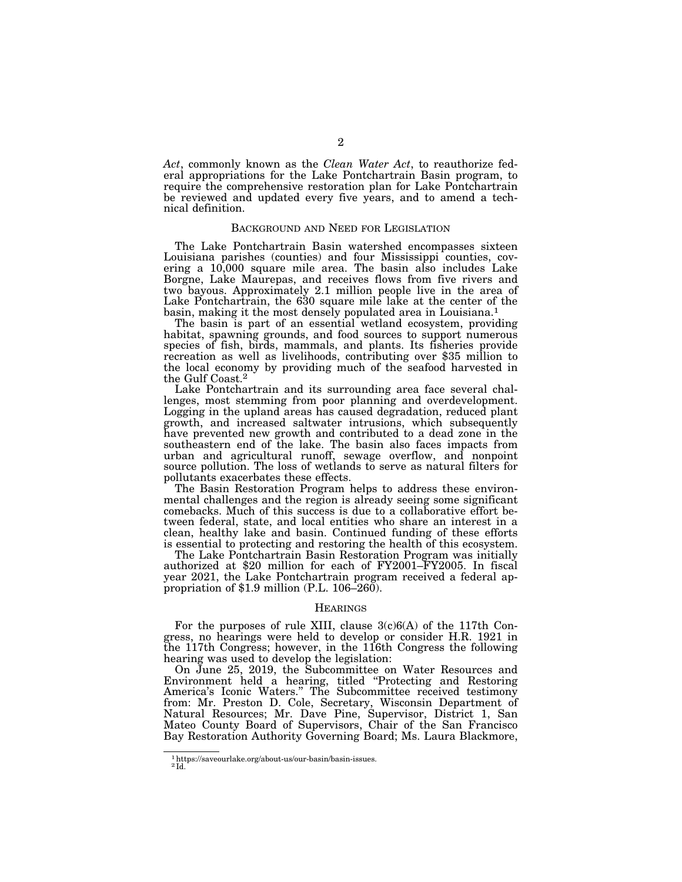*Act*, commonly known as the *Clean Water Act*, to reauthorize federal appropriations for the Lake Pontchartrain Basin program, to require the comprehensive restoration plan for Lake Pontchartrain be reviewed and updated every five years, and to amend a technical definition.

## BACKGROUND AND NEED FOR LEGISLATION

The Lake Pontchartrain Basin watershed encompasses sixteen Louisiana parishes (counties) and four Mississippi counties, covering a 10,000 square mile area. The basin also includes Lake Borgne, Lake Maurepas, and receives flows from five rivers and two bayous. Approximately 2.1 million people live in the area of Lake Pontchartrain, the 630 square mile lake at the center of the basin, making it the most densely populated area in Louisiana.[1]

The basin is part of an essential wetland ecosystem, providing habitat, spawning grounds, and food sources to support numerous species of fish, birds, mammals, and plants. Its fisheries provide recreation as well as livelihoods, contributing over $35 million to the local economy by providing much of the seafood harvested in the Gulf Coast.[2]

Lake Pontchartrain and its surrounding area face several challenges, most stemming from poor planning and overdevelopment. Logging in the upland areas has caused degradation, reduced plant growth, and increased saltwater intrusions, which subsequently have prevented new growth and contributed to a dead zone in the southeastern end of the lake. The basin also faces impacts from urban and agricultural runoff, sewage overflow, and nonpoint source pollution. The loss of wetlands to serve as natural filters for pollutants exacerbates these effects.

The Basin Restoration Program helps to address these environmental challenges and the region is already seeing some significant comebacks. Much of this success is due to a collaborative effort between federal, state, and local entities who share an interest in a clean, healthy lake and basin. Continued funding of these efforts is essential to protecting and restoring the health of this ecosystem.

The Lake Pontchartrain Basin Restoration Program was initially authorized at $20 million for each of FY2001–FY2005. In fiscal year 2021, the Lake Pontchartrain program received a federal appropriation of $1.9 million (P.L. 106–260).

## HEARINGS

For the purposes of rule XIII, clause 3(c)6(A) of the 117th Congress, no hearings were held to develop or consider H.R. 1921 in the 117th Congress; however, in the 116th Congress the following hearing was used to develop the legislation:

On June 25, 2019, the Subcommittee on Water Resources and Environment held a hearing, titled "Protecting and Restoring America's Iconic Waters." The Subcommittee received testimony from: Mr. Preston D. Cole, Secretary, Wisconsin Department of Natural Resources; Mr. Dave Pine, Supervisor, District 1, San Mateo County Board of Supervisors, Chair of the San Francisco Bay Restoration Authority Governing Board; Ms. Laura Blackmore,

---

[1] https://saveourlake.org/about-us/our-basin/basin-issues.

[2] Id.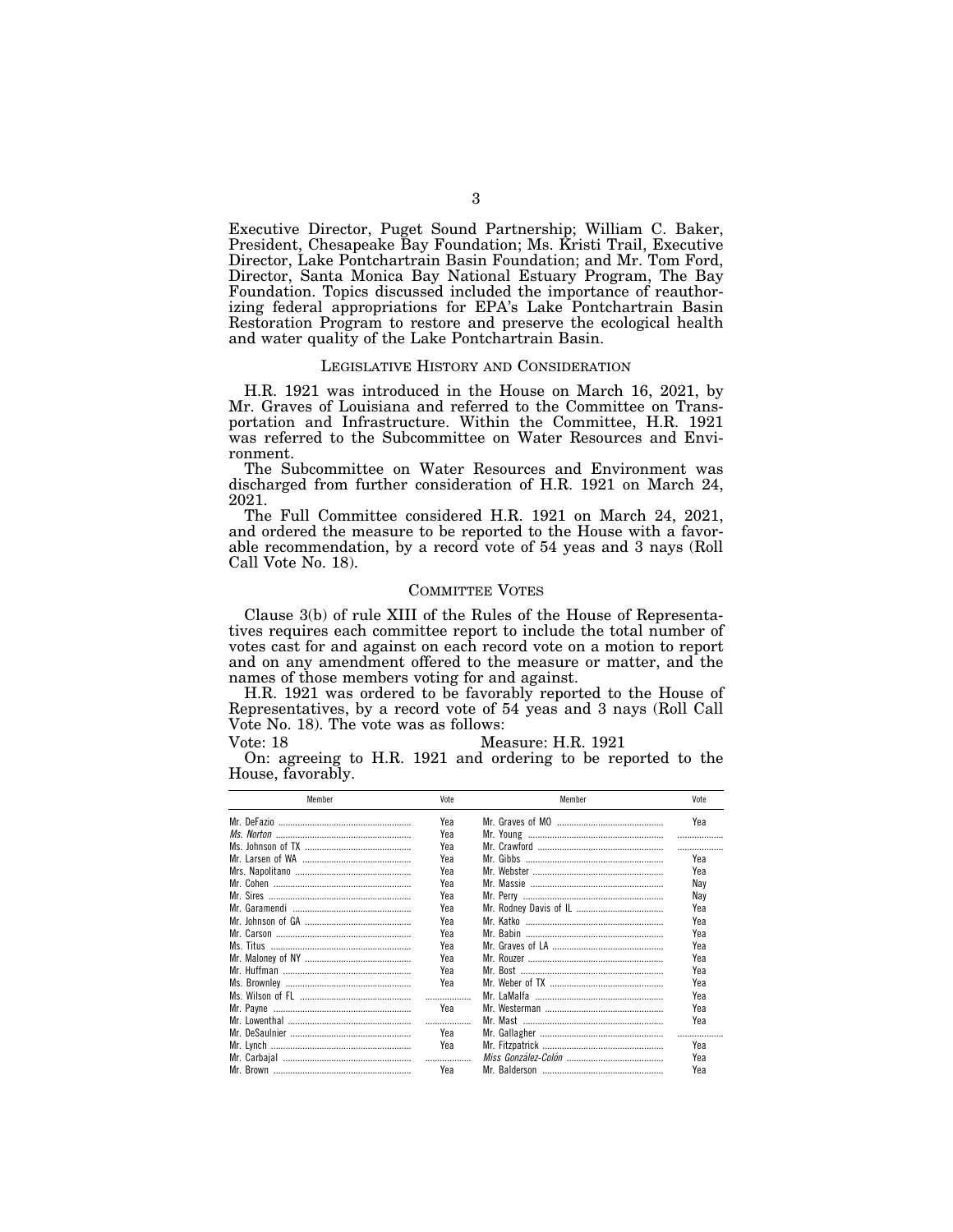Executive Director, Puget Sound Partnership; William C. Baker, President, Chesapeake Bay Foundation; Ms. Kristi Trail, Executive Director, Lake Pontchartrain Basin Foundation; and Mr. Tom Ford, Director, Santa Monica Bay National Estuary Program, The Bay Foundation. Topics discussed included the importance of reauthorizing federal appropriations for EPA's Lake Pontchartrain Basin Restoration Program to restore and preserve the ecological health and water quality of the Lake Pontchartrain Basin.

## LEGISLATIVE HISTORY AND CONSIDERATION

H.R. 1921 was introduced in the House on March 16, 2021, by Mr. Graves of Louisiana and referred to the Committee on Transportation and Infrastructure. Within the Committee, H.R. 1921 was referred to the Subcommittee on Water Resources and Environment.

The Subcommittee on Water Resources and Environment was discharged from further consideration of H.R. 1921 on March 24, 2021.

The Full Committee considered H.R. 1921 on March 24, 2021, and ordered the measure to be reported to the House with a favorable recommendation, by a record vote of 54 yeas and 3 nays (Roll Call Vote No. 18).

## COMMITTEE VOTES

Clause 3(b) of rule XIII of the Rules of the House of Representatives requires each committee report to include the total number of votes cast for and against on each record vote on a motion to report and on any amendment offered to the measure or matter, and the names of those members voting for and against.

H.R. 1921 was ordered to be favorably reported to the House of Representatives, by a record vote of 54 yeas and 3 nays (Roll Call Vote No. 18). The vote was as follows:

Vote: 18 Measure: H.R. 1921

On: agreeing to H.R. 1921 and ordering to be reported to the House, favorably.

| Member | Vote | Member | Vote |
|---|---|---|---|
| Mr. DeFazio | Yea | Mr. Graves of MO | Yea |
| *Ms. Norton* | Yea | Mr. Young | |
| Ms. Johnson of TX | Yea | Mr. Crawford | |
| Mr. Larsen of WA | Yea | Mr. Gibbs | Yea |
| Mrs. Napolitano | Yea | Mr. Webster | Yea |
| Mr. Cohen | Yea | Mr. Massie | Nay |
| Mr. Sires | Yea | Mr. Perry | Nay |
| Mr. Garamendi | Yea | Mr. Rodney Davis of IL | Yea |
| Mr. Johnson of GA | Yea | Mr. Katko | Yea |
| Mr. Carson | Yea | Mr. Babin | Yea |
| Ms. Titus | Yea | Mr. Graves of LA | Yea |
| Mr. Maloney of NY | Yea | Mr. Rouzer | Yea |
| Mr. Huffman | Yea | Mr. Bost | Yea |
| Ms. Brownley | Yea | Mr. Weber of TX | Yea |
| Ms. Wilson of FL | | Mr. LaMalfa | Yea |
| Mr. Payne | Yea | Mr. Westerman | Yea |
| Mr. Lowenthal | | Mr. Mast | Yea |
| Mr. DeSaulnier | Yea | Mr. Gallagher | |
| Mr. Lynch | Yea | Mr. Fitzpatrick | Yea |
| Mr. Carbajal | | *Miss González-Colón* | Yea |
| Mr. Brown | Yea | Mr. Balderson | Yea |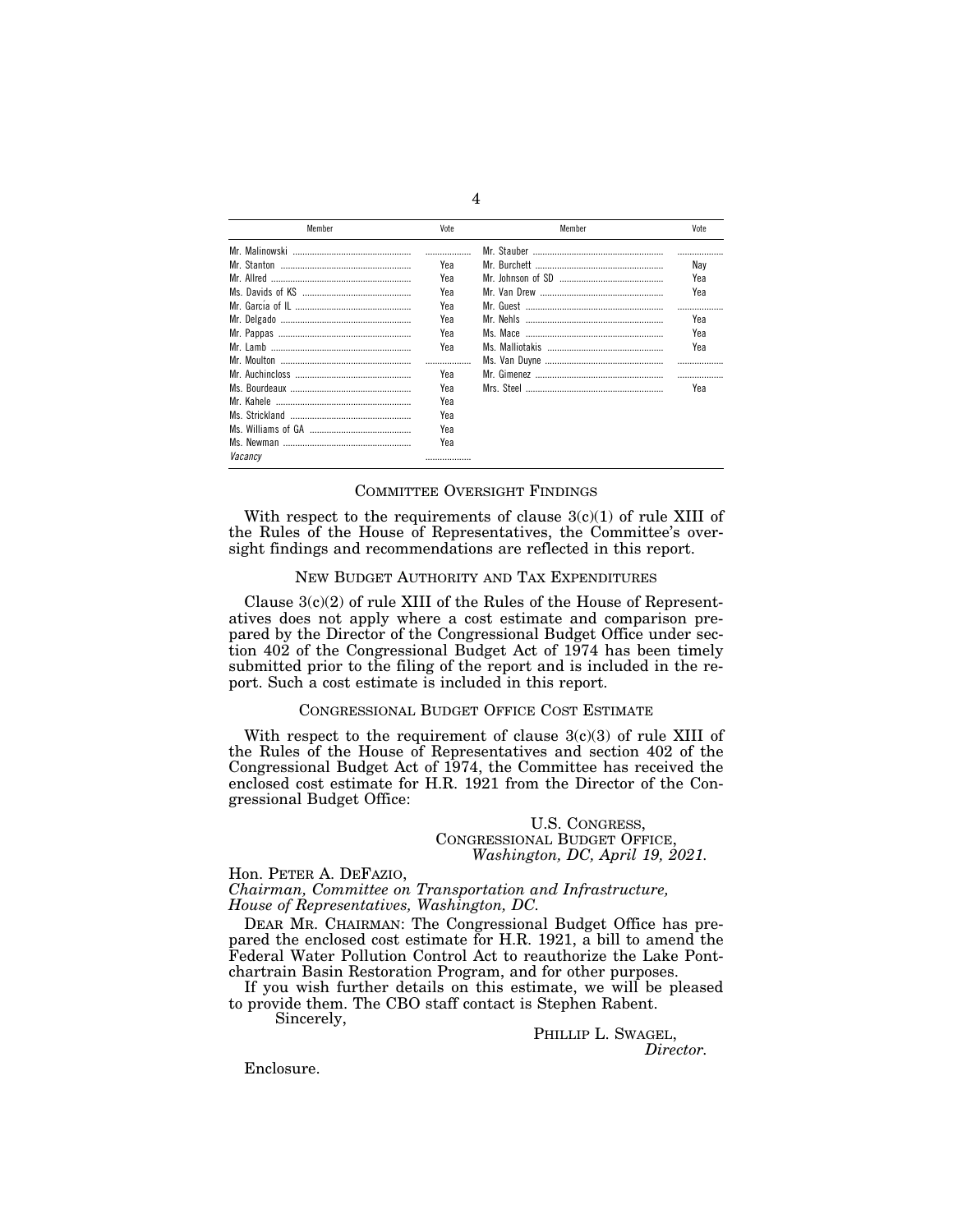| Member | Vote | Member | Vote |
| --- | --- | --- | --- |
| Mr. Malinowski | .................. | Mr. Stauber | .................. |
| Mr. Stanton | Yea | Mr. Burchett | Nay |
| Mr. Allred | Yea | Mr. Johnson of SD | Yea |
| Ms. Davids of KS | Yea | Mr. Van Drew | Yea |
| Mr. García of IL | Yea | Mr. Guest | .................. |
| Mr. Delgado | Yea | Mr. Nehls | Yea |
| Mr. Pappas | Yea | Ms. Mace | Yea |
| Mr. Lamb | Yea | Ms. Malliotakis | Yea |
| Mr. Moulton | .................. | Ms. Van Duyne | .................. |
| Mr. Auchincloss | Yea | Mr. Gimenez | .................. |
| Ms. Bourdeaux | Yea | Mrs. Steel | Yea |
| Mr. Kahele | Yea | | |
| Ms. Strickland | Yea | | |
| Ms. Williams of GA | Yea | | |
| Ms. Newman | Yea | | |
| *Vacancy* | .................. | | |

## COMMITTEE OVERSIGHT FINDINGS

With respect to the requirements of clause 3(c)(1) of rule XIII of the Rules of the House of Representatives, the Committee's oversight findings and recommendations are reflected in this report.

## NEW BUDGET AUTHORITY AND TAX EXPENDITURES

Clause 3(c)(2) of rule XIII of the Rules of the House of Representatives does not apply where a cost estimate and comparison prepared by the Director of the Congressional Budget Office under section 402 of the Congressional Budget Act of 1974 has been timely submitted prior to the filing of the report and is included in the report. Such a cost estimate is included in this report.

## CONGRESSIONAL BUDGET OFFICE COST ESTIMATE

With respect to the requirement of clause 3(c)(3) of rule XIII of the Rules of the House of Representatives and section 402 of the Congressional Budget Act of 1974, the Committee has received the enclosed cost estimate for H.R. 1921 from the Director of the Congressional Budget Office:

U.S. CONGRESS,
CONGRESSIONAL BUDGET OFFICE,
*Washington, DC, April 19, 2021.*

Hon. PETER A. DEFAZIO,
*Chairman, Committee on Transportation and Infrastructure, House of Representatives, Washington, DC.*

DEAR MR. CHAIRMAN: The Congressional Budget Office has prepared the enclosed cost estimate for H.R. 1921, a bill to amend the Federal Water Pollution Control Act to reauthorize the Lake Pontchartrain Basin Restoration Program, and for other purposes.

If you wish further details on this estimate, we will be pleased to provide them. The CBO staff contact is Stephen Rabent.

Sincerely,

PHILLIP L. SWAGEL,
*Director.*

Enclosure.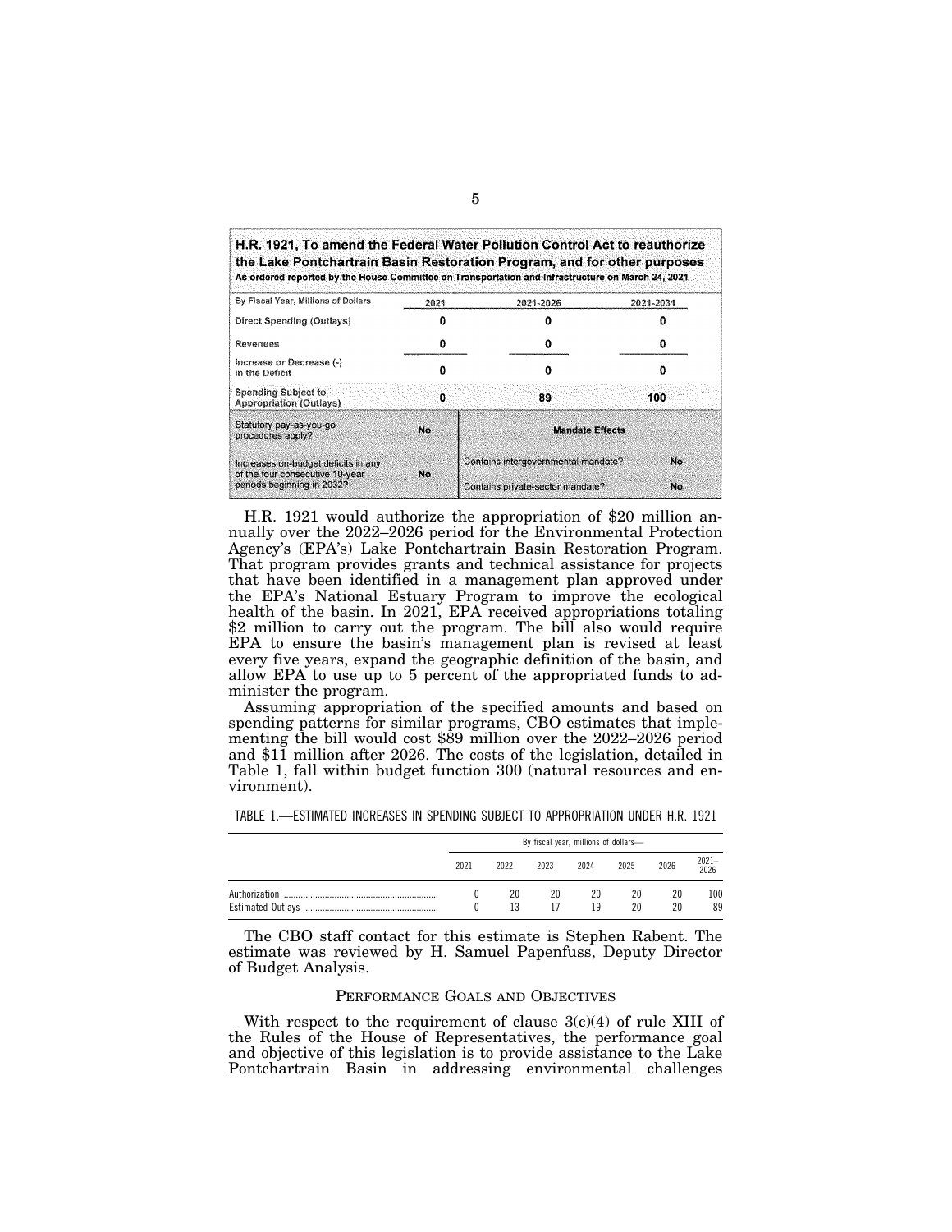**H.R. 1921, To amend the Federal Water Pollution Control Act to reauthorize the Lake Pontchartrain Basin Restoration Program, and for other purposes**
**As ordered reported by the House Committee on Transportation and Infrastructure on March 24, 2021**

| By Fiscal Year, Millions of Dollars | 2021 | 2021-2026 | 2021-2031 |
|---|---|---|---|
| Direct Spending (Outlays) | 0 | 0 | 0 |
| Revenues | 0 | 0 | 0 |
| Increase or Decrease (-) in the Deficit | 0 | 0 | 0 |
| Spending Subject to Appropriation (Outlays) | 0 | 89 | 100 |
| Statutory pay-as-you-go procedures apply? | No | **Mandate Effects** | |
| Increases on-budget deficits in any of the four consecutive 10-year periods beginning in 2032? | No | Contains intergovernmental mandate? | No |
| | | Contains private-sector mandate? | No |

H.R. 1921 would authorize the appropriation of $20 million annually over the 2022–2026 period for the Environmental Protection Agency's (EPA's) Lake Pontchartrain Basin Restoration Program. That program provides grants and technical assistance for projects that have been identified in a management plan approved under the EPA's National Estuary Program to improve the ecological health of the basin. In 2021, EPA received appropriations totaling $2 million to carry out the program. The bill also would require EPA to ensure the basin's management plan is revised at least every five years, expand the geographic definition of the basin, and allow EPA to use up to 5 percent of the appropriated funds to administer the program.

Assuming appropriation of the specified amounts and based on spending patterns for similar programs, CBO estimates that implementing the bill would cost $89 million over the 2022–2026 period and $11 million after 2026. The costs of the legislation, detailed in Table 1, fall within budget function 300 (natural resources and environment).

TABLE 1.—ESTIMATED INCREASES IN SPENDING SUBJECT TO APPROPRIATION UNDER H.R. 1921

| | By fiscal year, millions of dollars— | | | | | | |
|---|---|---|---|---|---|---|---|
| | 2021 | 2022 | 2023 | 2024 | 2025 | 2026 | 2021–2026 |
| Authorization | 0 | 20 | 20 | 20 | 20 | 20 | 100 |
| Estimated Outlays | 0 | 13 | 17 | 19 | 20 | 20 | 89 |

The CBO staff contact for this estimate is Stephen Rabent. The estimate was reviewed by H. Samuel Papenfuss, Deputy Director of Budget Analysis.

## PERFORMANCE GOALS AND OBJECTIVES

With respect to the requirement of clause 3(c)(4) of rule XIII of the Rules of the House of Representatives, the performance goal and objective of this legislation is to provide assistance to the Lake Pontchartrain Basin in addressing environmental challenges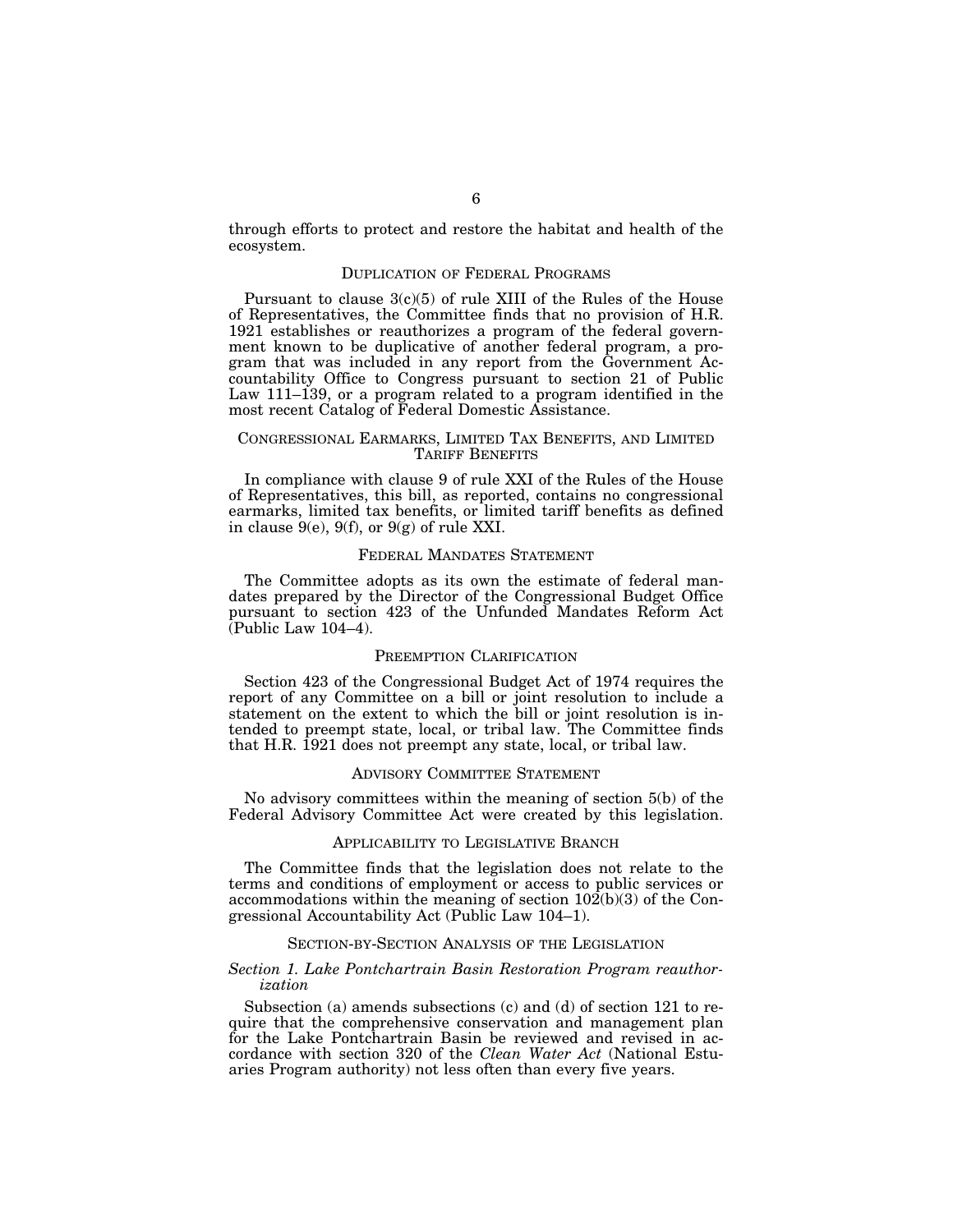through efforts to protect and restore the habitat and health of the ecosystem.

## Duplication of Federal Programs

Pursuant to clause 3(c)(5) of rule XIII of the Rules of the House of Representatives, the Committee finds that no provision of H.R. 1921 establishes or reauthorizes a program of the federal government known to be duplicative of another federal program, a program that was included in any report from the Government Accountability Office to Congress pursuant to section 21 of Public Law 111–139, or a program related to a program identified in the most recent Catalog of Federal Domestic Assistance.

## Congressional Earmarks, Limited Tax Benefits, and Limited Tariff Benefits

In compliance with clause 9 of rule XXI of the Rules of the House of Representatives, this bill, as reported, contains no congressional earmarks, limited tax benefits, or limited tariff benefits as defined in clause 9(e), 9(f), or 9(g) of rule XXI.

## Federal Mandates Statement

The Committee adopts as its own the estimate of federal mandates prepared by the Director of the Congressional Budget Office pursuant to section 423 of the Unfunded Mandates Reform Act (Public Law 104–4).

## Preemption Clarification

Section 423 of the Congressional Budget Act of 1974 requires the report of any Committee on a bill or joint resolution to include a statement on the extent to which the bill or joint resolution is intended to preempt state, local, or tribal law. The Committee finds that H.R. 1921 does not preempt any state, local, or tribal law.

## Advisory Committee Statement

No advisory committees within the meaning of section 5(b) of the Federal Advisory Committee Act were created by this legislation.

## Applicability to Legislative Branch

The Committee finds that the legislation does not relate to the terms and conditions of employment or access to public services or accommodations within the meaning of section 102(b)(3) of the Congressional Accountability Act (Public Law 104–1).

## Section-by-Section Analysis of the Legislation

### *Section 1. Lake Pontchartrain Basin Restoration Program reauthorization*

Subsection (a) amends subsections (c) and (d) of section 121 to require that the comprehensive conservation and management plan for the Lake Pontchartrain Basin be reviewed and revised in accordance with section 320 of the *Clean Water Act* (National Estuaries Program authority) not less often than every five years.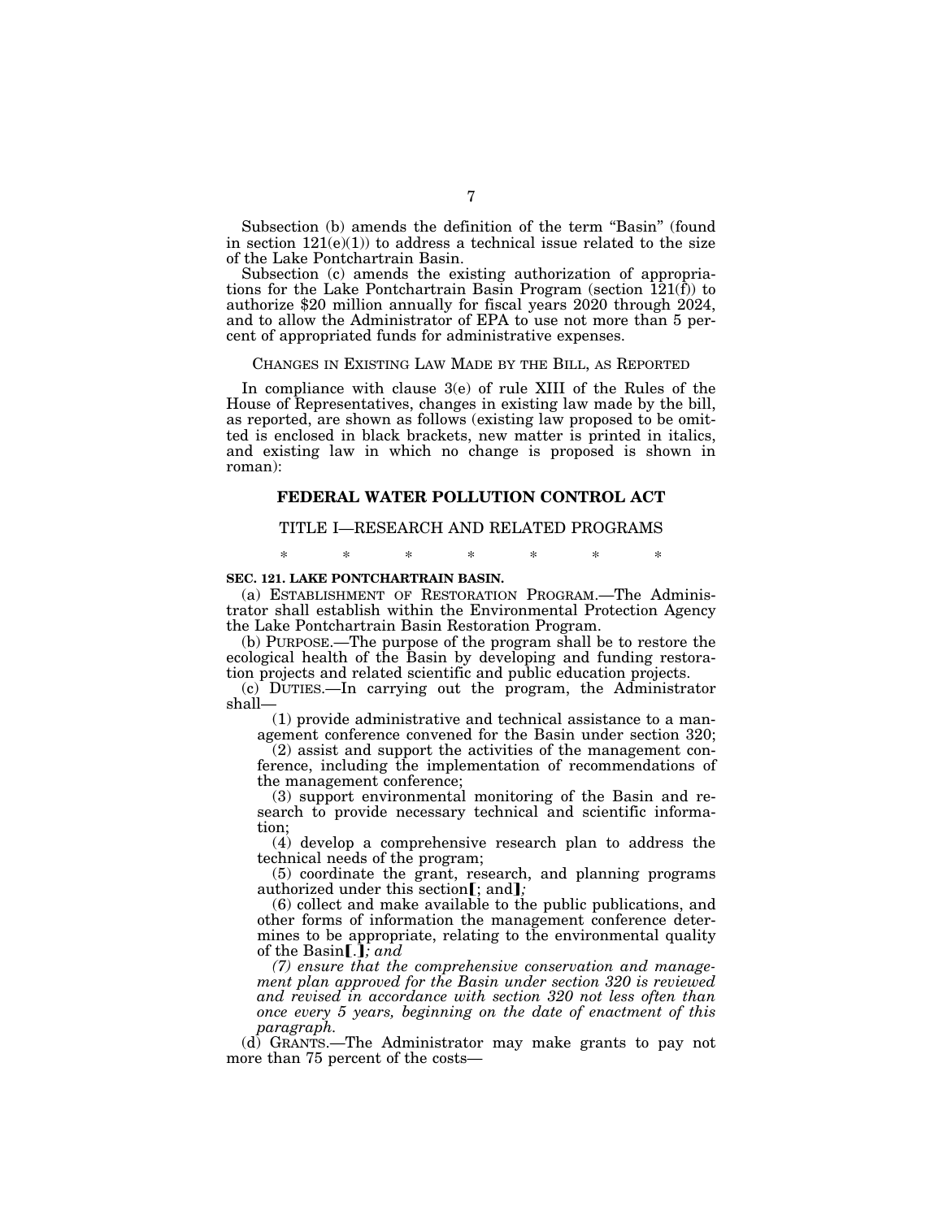Subsection (b) amends the definition of the term "Basin" (found in section 121(e)(1)) to address a technical issue related to the size of the Lake Pontchartrain Basin.

Subsection (c) amends the existing authorization of appropriations for the Lake Pontchartrain Basin Program (section 121(f)) to authorize $20 million annually for fiscal years 2020 through 2024, and to allow the Administrator of EPA to use not more than 5 percent of appropriated funds for administrative expenses.

## CHANGES IN EXISTING LAW MADE BY THE BILL, AS REPORTED

In compliance with clause 3(e) of rule XIII of the Rules of the House of Representatives, changes in existing law made by the bill, as reported, are shown as follows (existing law proposed to be omitted is enclosed in black brackets, new matter is printed in italics, and existing law in which no change is proposed is shown in roman):

## FEDERAL WATER POLLUTION CONTROL ACT

### TITLE I—RESEARCH AND RELATED PROGRAMS

\* \* \* \* \* \* \*

**SEC. 121. LAKE PONTCHARTRAIN BASIN.**

(a) ESTABLISHMENT OF RESTORATION PROGRAM.—The Administrator shall establish within the Environmental Protection Agency the Lake Pontchartrain Basin Restoration Program.

(b) PURPOSE.—The purpose of the program shall be to restore the ecological health of the Basin by developing and funding restoration projects and related scientific and public education projects.

(c) DUTIES.—In carrying out the program, the Administrator shall—

(1) provide administrative and technical assistance to a management conference convened for the Basin under section 320;

(2) assist and support the activities of the management conference, including the implementation of recommendations of the management conference;

(3) support environmental monitoring of the Basin and research to provide necessary technical and scientific information;

(4) develop a comprehensive research plan to address the technical needs of the program;

(5) coordinate the grant, research, and planning programs authorized under this section【; and】*;*

(6) collect and make available to the public publications, and other forms of information the management conference determines to be appropriate, relating to the environmental quality of the Basin【.】*; and*

*(7) ensure that the comprehensive conservation and management plan approved for the Basin under section 320 is reviewed and revised in accordance with section 320 not less often than once every 5 years, beginning on the date of enactment of this paragraph.*

(d) GRANTS.—The Administrator may make grants to pay not more than 75 percent of the costs—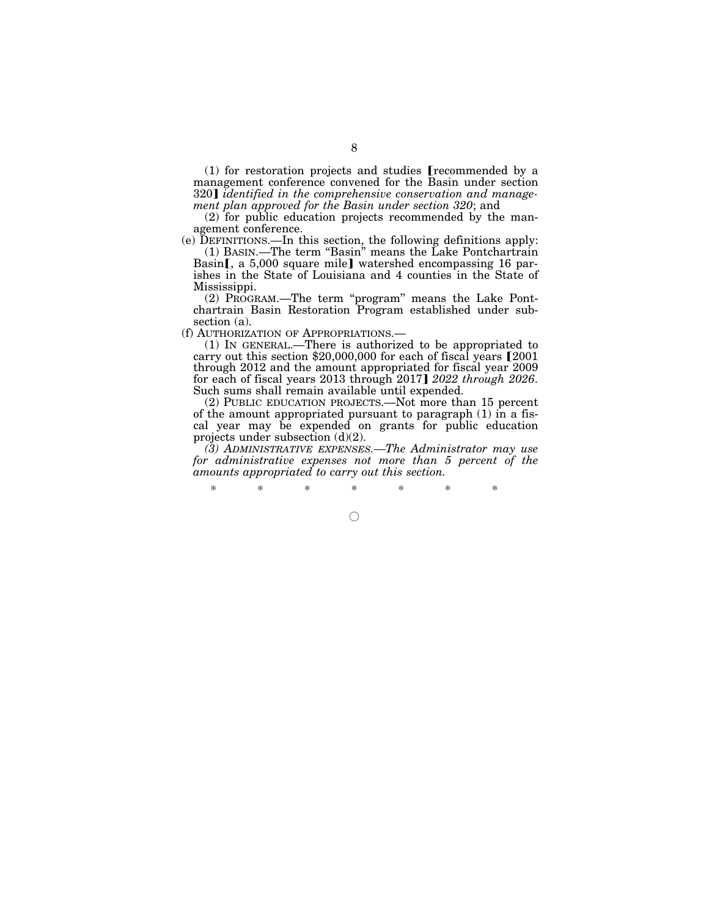(1) for restoration projects and studies ⟦recommended by a management conference convened for the Basin under section 320⟧ *identified in the comprehensive conservation and management plan approved for the Basin under section 320*; and

(2) for public education projects recommended by the management conference.

(e) DEFINITIONS.—In this section, the following definitions apply:

(1) BASIN.—The term "Basin" means the Lake Pontchartrain Basin⟦, a 5,000 square mile⟧ watershed encompassing 16 parishes in the State of Louisiana and 4 counties in the State of Mississippi.

(2) PROGRAM.—The term "program" means the Lake Pontchartrain Basin Restoration Program established under subsection (a).

(f) AUTHORIZATION OF APPROPRIATIONS.—

(1) IN GENERAL.—There is authorized to be appropriated to carry out this section $20,000,000 for each of fiscal years ⟦2001 through 2012 and the amount appropriated for fiscal year 2009 for each of fiscal years 2013 through 2017⟧ *2022 through 2026*. Such sums shall remain available until expended.

(2) PUBLIC EDUCATION PROJECTS.—Not more than 15 percent of the amount appropriated pursuant to paragraph (1) in a fiscal year may be expended on grants for public education projects under subsection (d)(2).

*(3) ADMINISTRATIVE EXPENSES.—The Administrator may use for administrative expenses not more than 5 percent of the amounts appropriated to carry out this section.*

\* \* \* \* \* \* \*

○